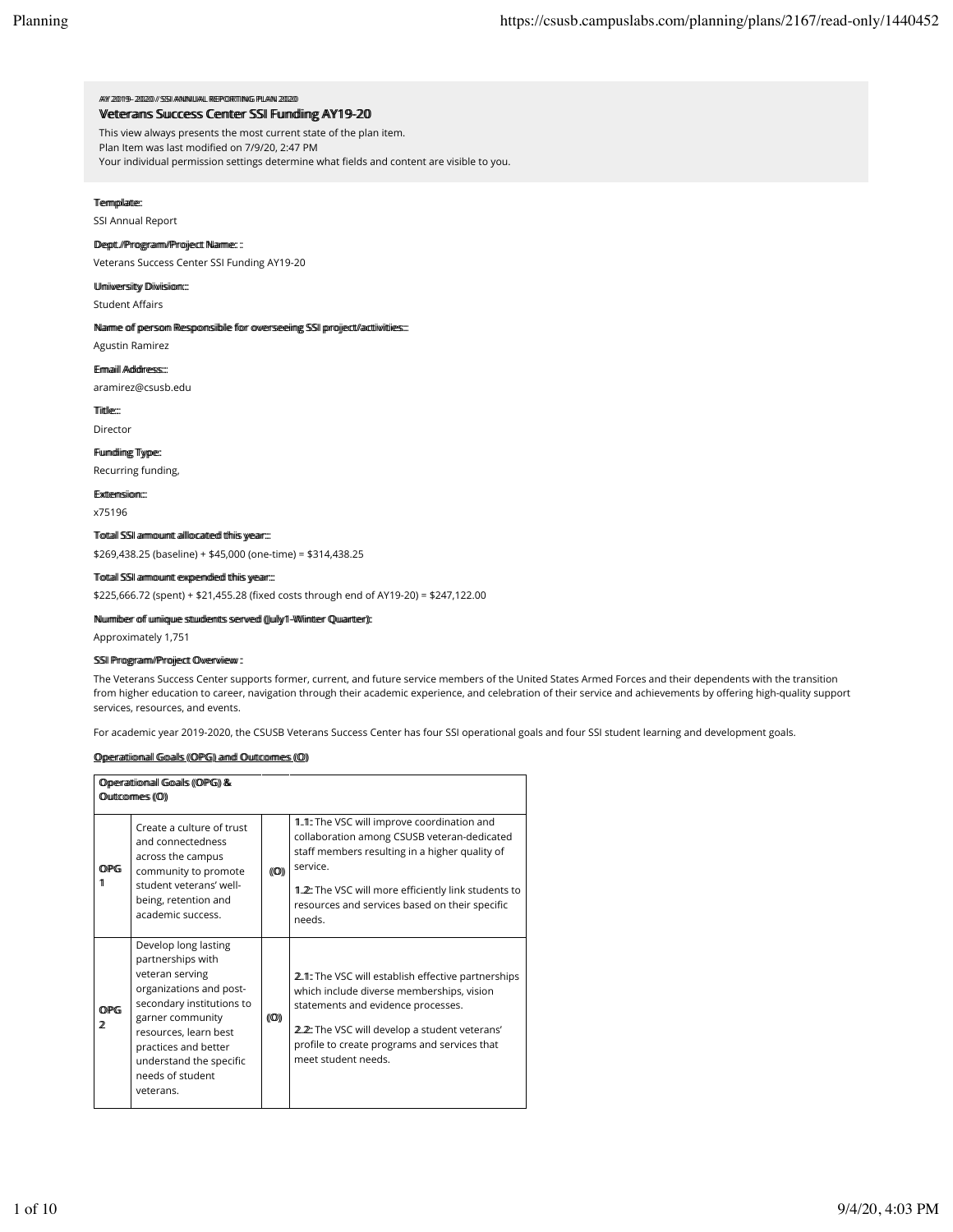AY 2019 - 2020 / SSI ANNUAL REPORTING PLAN 2020

## Veterans Success Center SSI Funding AY19-20

This view always presents the most current state of the plan item.
Plan Item was last modified on 7/9/20, 2:47 PM
Your individual permission settings determine what fields and content are visible to you.

**Template:**

SSI Annual Report

**Dept./Program/Project Name: :**

Veterans Success Center SSI Funding AY19-20

**University Division::**

Student Affairs

**Name of person Responsible for overseeing SSI project/activities::**

Agustin Ramirez

**Email Address::**

aramirez@csusb.edu

**Title::**

Director

**Funding Type:**

Recurring funding,

**Extension::**

x75196

**Total SSI amount allocated this year::**

$269,438.25 (baseline) + $45,000 (one-time) = $314,438.25

**Total SSI amount expended this year::**

$225,666.72 (spent) + $21,455.28 (fixed costs through end of AY19-20) = $247,122.00

**Number of unique students served (July1-Winter Quarter):**

Approximately 1,751

**SSI Program/Project Overview :**

The Veterans Success Center supports former, current, and future service members of the United States Armed Forces and their dependents with the transition from higher education to career, navigation through their academic experience, and celebration of their service and achievements by offering high-quality support services, resources, and events.

For academic year 2019-2020, the CSUSB Veterans Success Center has four SSI operational goals and four SSI student learning and development goals.

**Operational Goals (OPG) and Outcomes (O)**

| Operational Goals (OPG) & Outcomes (O) | | | |
|---|---|---|---|
| OPG 1 | Create a culture of trust and connectedness across the campus community to promote student veterans' well-being, retention and academic success. | (O) | **1.1:** The VSC will improve coordination and collaboration among CSUSB veteran-dedicated staff members resulting in a higher quality of service.<br><br>**1.2:** The VSC will more efficiently link students to resources and services based on their specific needs. |
| OPG 2 | Develop long lasting partnerships with veteran serving organizations and post-secondary institutions to garner community resources, learn best practices and better understand the specific needs of student veterans. | (O) | **2.1:** The VSC will establish effective partnerships which include diverse memberships, vision statements and evidence processes.<br><br>**2.2:** The VSC will develop a student veterans' profile to create programs and services that meet student needs. |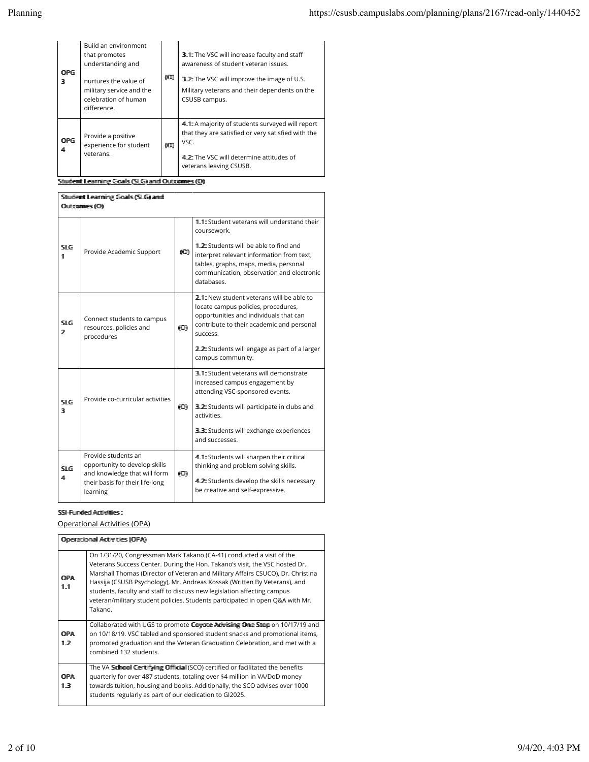| | | | |
|---|---|---|---|
| OPG 3 | Build an environment that promotes understanding and nurtures the value of military service and the celebration of human difference. | (O) | **3.1:** The VSC will increase faculty and staff awareness of student veteran issues.<br><br>**3.2:** The VSC will improve the image of U.S. Military veterans and their dependents on the CSUSB campus. |
| OPG 4 | Provide a positive experience for student veterans. | (O) | **4.1:** A majority of students surveyed will report that they are satisfied or very satisfied with the VSC.<br><br>**4.2:** The VSC will determine attitudes of veterans leaving CSUSB. |

**Student Learning Goals (SLG) and Outcomes (O)**

| **Student Learning Goals (SLG) and Outcomes (O)** | | | |
|---|---|---|---|
| SLG 1 | Provide Academic Support | (O) | **1.1:** Student veterans will understand their coursework.<br><br>**1.2:** Students will be able to find and interpret relevant information from text, tables, graphs, maps, media, personal communication, observation and electronic databases. |
| SLG 2 | Connect students to campus resources, policies and procedures | (O) | **2.1:** New student veterans will be able to locate campus policies, procedures, opportunities and individuals that can contribute to their academic and personal success.<br><br>**2.2:** Students will engage as part of a larger campus community. |
| SLG 3 | Provide co-curricular activities | (O) | **3.1:** Student veterans will demonstrate increased campus engagement by attending VSC-sponsored events.<br><br>**3.2:** Students will participate in clubs and activities.<br><br>**3.3:** Students will exchange experiences and successes. |
| SLG 4 | Provide students an opportunity to develop skills and knowledge that will form their basis for their life-long learning | (O) | **4.1:** Students will sharpen their critical thinking and problem solving skills.<br><br>**4.2:** Students develop the skills necessary be creative and self-expressive. |

**SSI-Funded Activities :**

Operational Activities (OPA)

| **Operational Activities (OPA)** | |
|---|---|
| OPA 1.1 | On 1/31/20, Congressman Mark Takano (CA-41) conducted a visit of the Veterans Success Center. During the Hon. Takano's visit, the VSC hosted Dr. Marshall Thomas (Director of Veteran and Military Affairs CSUCO), Dr. Christina Hassija (CSUSB Psychology), Mr. Andreas Kossak (Written By Veterans), and students, faculty and staff to discuss new legislation affecting campus veteran/military student policies. Students participated in open Q&A with Mr. Takano. |
| OPA 1.2 | Collaborated with UGS to promote **Coyote Advising One Stop** on 10/17/19 and on 10/18/19. VSC tabled and sponsored student snacks and promotional items, promoted graduation and the Veteran Graduation Celebration, and met with a combined 132 students. |
| OPA 1.3 | The VA **School Certifying Official** (SCO) certified or facilitated the benefits quarterly for over 487 students, totaling over $4 million in VA/DoD money towards tuition, housing and books. Additionally, the SCO advises over 1000 students regularly as part of our dedication to GI2025. |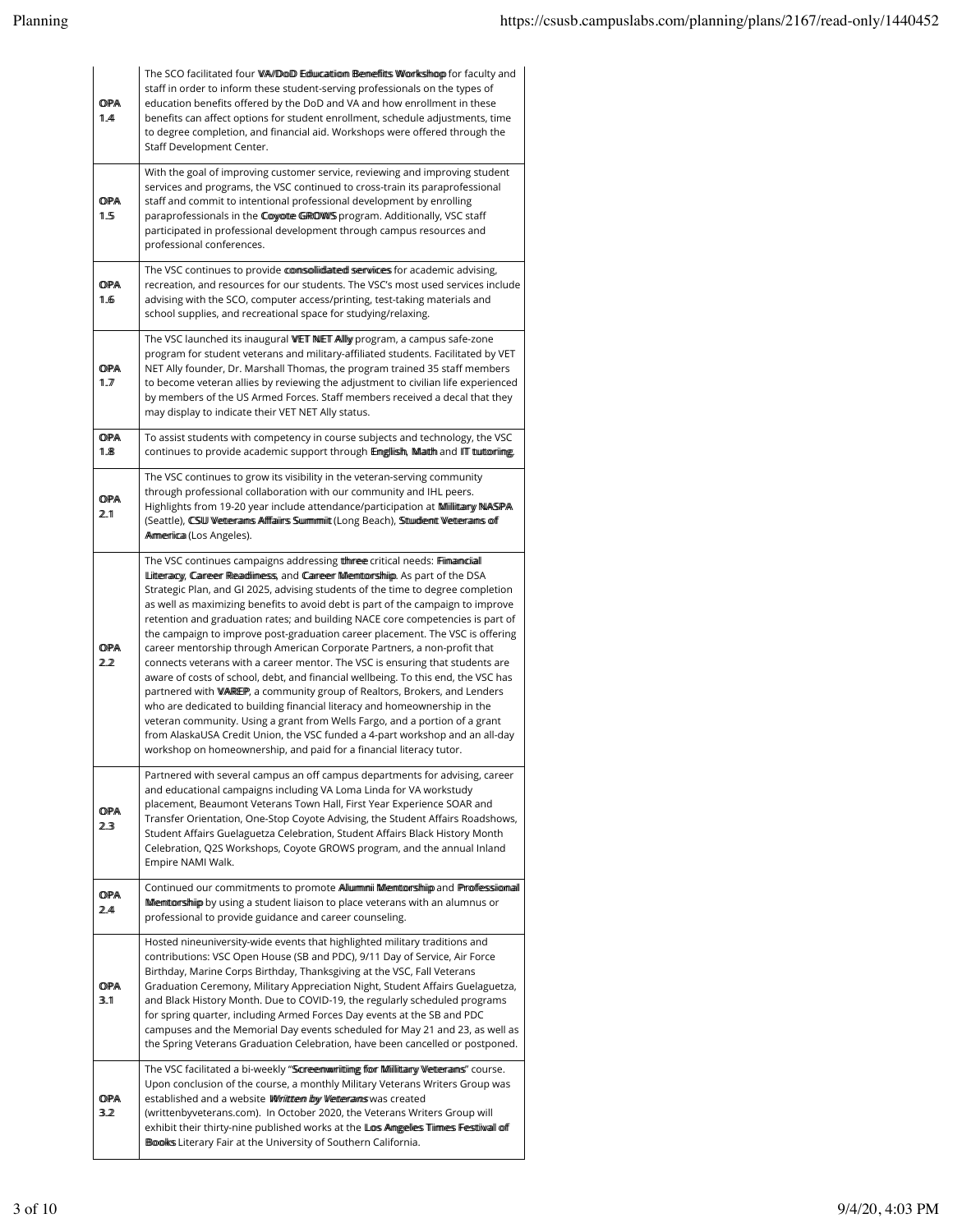| | |
|---|---|
| OPA 1.4 | The SCO facilitated four **VA/DoD Education Benefits Workshop** for faculty and staff in order to inform these student-serving professionals on the types of education benefits offered by the DoD and VA and how enrollment in these benefits can affect options for student enrollment, schedule adjustments, time to degree completion, and financial aid. Workshops were offered through the Staff Development Center. |
| OPA 1.5 | With the goal of improving customer service, reviewing and improving student services and programs, the VSC continued to cross-train its paraprofessional staff and commit to intentional professional development by enrolling paraprofessionals in the **Coyote GROWS** program. Additionally, VSC staff participated in professional development through campus resources and professional conferences. |
| OPA 1.6 | The VSC continues to provide **consolidated services** for academic advising, recreation, and resources for our students. The VSC's most used services include advising with the SCO, computer access/printing, test-taking materials and school supplies, and recreational space for studying/relaxing. |
| OPA 1.7 | The VSC launched its inaugural **VET NET Ally** program, a campus safe-zone program for student veterans and military-affiliated students. Facilitated by VET NET Ally founder, Dr. Marshall Thomas, the program trained 35 staff members to become veteran allies by reviewing the adjustment to civilian life experienced by members of the US Armed Forces. Staff members received a decal that they may display to indicate their VET NET Ally status. |
| OPA 1.8 | To assist students with competency in course subjects and technology, the VSC continues to provide academic support through **English**, **Math** and **IT tutoring**. |
| OPA 2.1 | The VSC continues to grow its visibility in the veteran-serving community through professional collaboration with our community and IHL peers. Highlights from 19-20 year include attendance/participation at **Military NASPA** (Seattle), **CSU Veterans Affairs Summit** (Long Beach), **Student Veterans of America** (Los Angeles). |
| OPA 2.2 | The VSC continues campaigns addressing **three** critical needs: **Financial Literacy**, **Career Readiness**, and **Career Mentorship**. As part of the DSA Strategic Plan, and GI 2025, advising students of the time to degree completion as well as maximizing benefits to avoid debt is part of the campaign to improve retention and graduation rates; and building NACE core competencies is part of the campaign to improve post-graduation career placement. The VSC is offering career mentorship through American Corporate Partners, a non-profit that connects veterans with a career mentor. The VSC is ensuring that students are aware of costs of school, debt, and financial wellbeing. To this end, the VSC has partnered with **VAREP**, a community group of Realtors, Brokers, and Lenders who are dedicated to building financial literacy and homeownership in the veteran community. Using a grant from Wells Fargo, and a portion of a grant from AlaskaUSA Credit Union, the VSC funded a 4-part workshop and an all-day workshop on homeownership, and paid for a financial literacy tutor. |
| OPA 2.3 | Partnered with several campus an off campus departments for advising, career and educational campaigns including VA Loma Linda for VA workstudy placement, Beaumont Veterans Town Hall, First Year Experience SOAR and Transfer Orientation, One-Stop Coyote Advising, the Student Affairs Roadshows, Student Affairs Guelaguetza Celebration, Student Affairs Black History Month Celebration, Q2S Workshops, Coyote GROWS program, and the annual Inland Empire NAMI Walk. |
| OPA 2.4 | Continued our commitments to promote **Alumni Mentorship** and **Professional Mentorship** by using a student liaison to place veterans with an alumnus or professional to provide guidance and career counseling. |
| OPA 3.1 | Hosted nineuniversity-wide events that highlighted military traditions and contributions: VSC Open House (SB and PDC), 9/11 Day of Service, Air Force Birthday, Marine Corps Birthday, Thanksgiving at the VSC, Fall Veterans Graduation Ceremony, Military Appreciation Night, Student Affairs Guelaguetza, and Black History Month. Due to COVID-19, the regularly scheduled programs for spring quarter, including Armed Forces Day events at the SB and PDC campuses and the Memorial Day events scheduled for May 21 and 23, as well as the Spring Veterans Graduation Celebration, have been cancelled or postponed. |
| OPA 3.2 | The VSC facilitated a bi-weekly "**Screenwriting for Military Veterans**" course. Upon conclusion of the course, a monthly Military Veterans Writers Group was established and a website ***Written by Veterans*** was created (writtenbyveterans.com). In October 2020, the Veterans Writers Group will exhibit their thirty-nine published works at the **Los Angeles Times Festival of Books** Literary Fair at the University of Southern California. |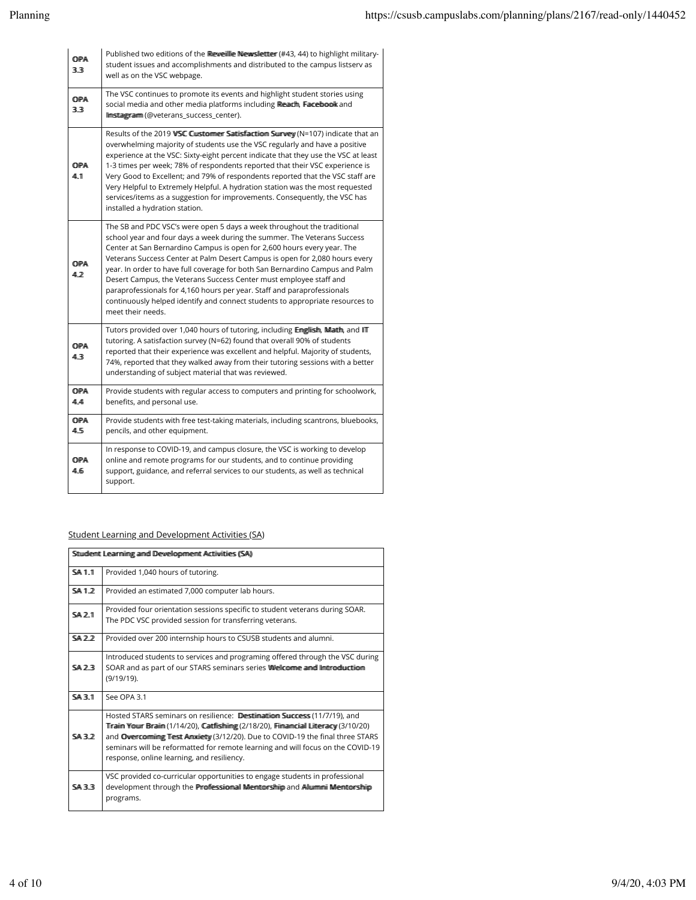| | |
|---|---|
| **OPA 3.3** | Published two editions of the **Reveille Newsletter** (#43, 44) to highlight military-student issues and accomplishments and distributed to the campus listserv as well as on the VSC webpage. |
| **OPA 3.3** | The VSC continues to promote its events and highlight student stories using social media and other media platforms including **Reach**, **Facebook** and **Instagram** (@veterans_success_center). |
| **OPA 4.1** | Results of the 2019 **VSC Customer Satisfaction Survey** (N=107) indicate that an overwhelming majority of students use the VSC regularly and have a positive experience at the VSC: Sixty-eight percent indicate that they use the VSC at least 1-3 times per week; 78% of respondents reported that their VSC experience is Very Good to Excellent; and 79% of respondents reported that the VSC staff are Very Helpful to Extremely Helpful. A hydration station was the most requested services/items as a suggestion for improvements. Consequently, the VSC has installed a hydration station. |
| **OPA 4.2** | The SB and PDC VSC's were open 5 days a week throughout the traditional school year and four days a week during the summer. The Veterans Success Center at San Bernardino Campus is open for 2,600 hours every year. The Veterans Success Center at Palm Desert Campus is open for 2,080 hours every year. In order to have full coverage for both San Bernardino Campus and Palm Desert Campus, the Veterans Success Center must employee staff and paraprofessionals for 4,160 hours per year. Staff and paraprofessionals continuously helped identify and connect students to appropriate resources to meet their needs. |
| **OPA 4.3** | Tutors provided over 1,040 hours of tutoring, including **English**, **Math**, and **IT** tutoring. A satisfaction survey (N=62) found that overall 90% of students reported that their experience was excellent and helpful. Majority of students, 74%, reported that they walked away from their tutoring sessions with a better understanding of subject material that was reviewed. |
| **OPA 4.4** | Provide students with regular access to computers and printing for schoolwork, benefits, and personal use. |
| **OPA 4.5** | Provide students with free test-taking materials, including scantrons, bluebooks, pencils, and other equipment. |
| **OPA 4.6** | In response to COVID-19, and campus closure, the VSC is working to develop online and remote programs for our students, and to continue providing support, guidance, and referral services to our students, as well as technical support. |

Student Learning and Development Activities (SA)

| **Student Learning and Development Activities (SA)** | |
|---|---|
| **SA 1.1** | Provided 1,040 hours of tutoring. |
| **SA 1.2** | Provided an estimated 7,000 computer lab hours. |
| **SA 2.1** | Provided four orientation sessions specific to student veterans during SOAR. The PDC VSC provided session for transferring veterans. |
| **SA 2.2** | Provided over 200 internship hours to CSUSB students and alumni. |
| **SA 2.3** | Introduced students to services and programing offered through the VSC during SOAR and as part of our STARS seminars series **Welcome and Introduction** (9/19/19). |
| **SA 3.1** | See OPA 3.1 |
| **SA 3.2** | Hosted STARS seminars on resilience: **Destination Success** (11/7/19), and **Train Your Brain** (1/14/20), **Catfishing** (2/18/20), **Financial Literacy** (3/10/20) and **Overcoming Test Anxiety** (3/12/20). Due to COVID-19 the final three STARS seminars will be reformatted for remote learning and will focus on the COVID-19 response, online learning, and resiliency. |
| **SA 3.3** | VSC provided co-curricular opportunities to engage students in professional development through the **Professional Mentorship** and **Alumni Mentorship** programs. |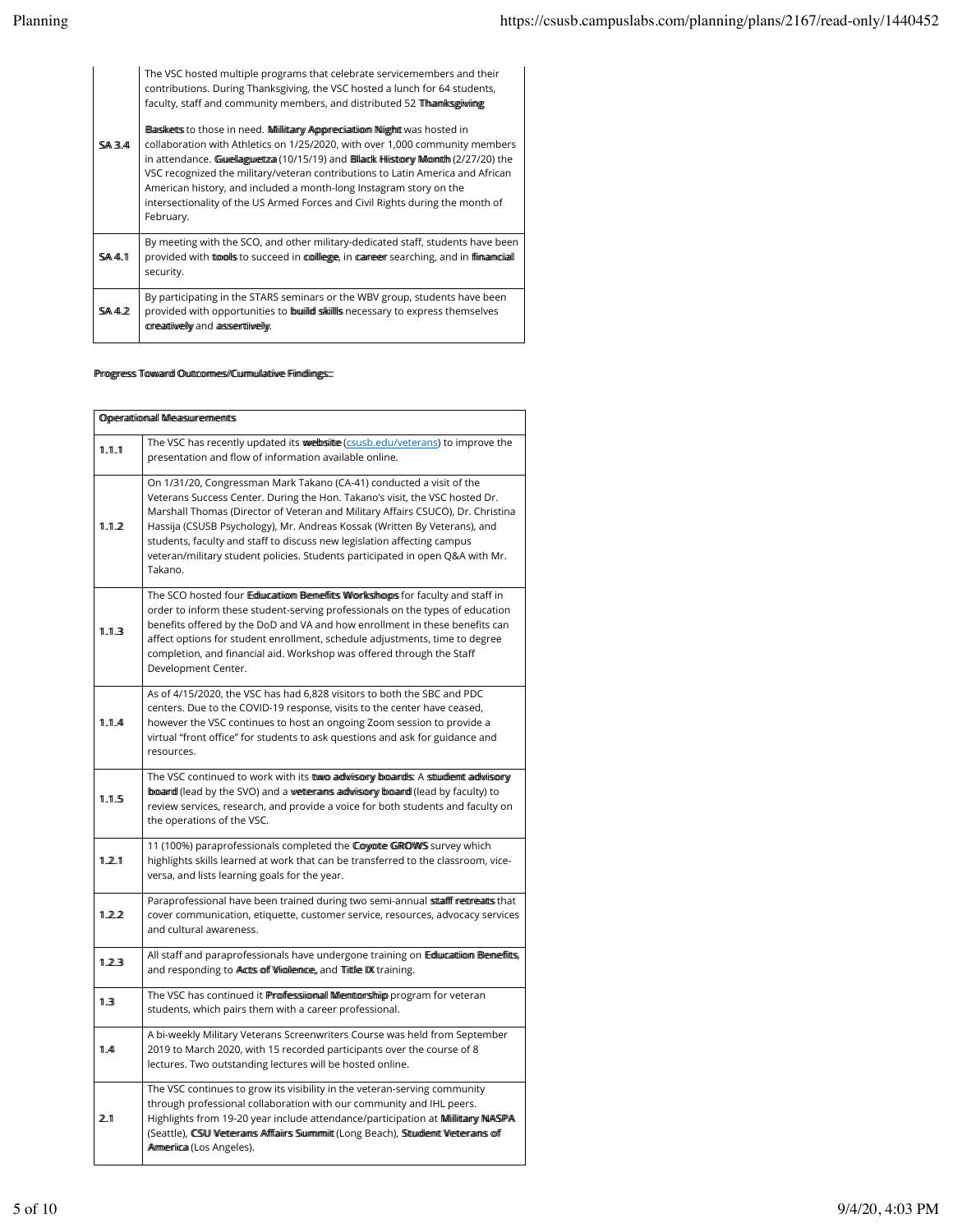| | |
|---|---|
| SA 3.4 | The VSC hosted multiple programs that celebrate servicemembers and their contributions. During Thanksgiving, the VSC hosted a lunch for 64 students, faculty, staff and community members, and distributed 52 **Thanksgiving Baskets** to those in need. **Military Appreciation Night** was hosted in collaboration with Athletics on 1/25/2020, with over 1,000 community members in attendance. **Guelaguetza** (10/15/19) and **Black History Month** (2/27/20) the VSC recognized the military/veteran contributions to Latin America and African American history, and included a month-long Instagram story on the intersectionality of the US Armed Forces and Civil Rights during the month of February. |
| SA 4.1 | By meeting with the SCO, and other military-dedicated staff, students have been provided with **tools** to succeed in **college**, in **career** searching, and in **financial** security. |
| SA 4.2 | By participating in the STARS seminars or the WBV group, students have been provided with opportunities to **build skills** necessary to express themselves **creatively** and **assertively**. |

**Progress Toward Outcomes/Cumulative Findings::**

| **Operational Measurements** | |
|---|---|
| 1.1.1 | The VSC has recently updated its **website** (csusb.edu/veterans) to improve the presentation and flow of information available online. |
| 1.1.2 | On 1/31/20, Congressman Mark Takano (CA-41) conducted a visit of the Veterans Success Center. During the Hon. Takano's visit, the VSC hosted Dr. Marshall Thomas (Director of Veteran and Military Affairs CSUCO), Dr. Christina Hassija (CSUSB Psychology), Mr. Andreas Kossak (Written By Veterans), and students, faculty and staff to discuss new legislation affecting campus veteran/military student policies. Students participated in open Q&A with Mr. Takano. |
| 1.1.3 | The SCO hosted four **Education Benefits Workshops** for faculty and staff in order to inform these student-serving professionals on the types of education benefits offered by the DoD and VA and how enrollment in these benefits can affect options for student enrollment, schedule adjustments, time to degree completion, and financial aid. Workshop was offered through the Staff Development Center. |
| 1.1.4 | As of 4/15/2020, the VSC has had 6,828 visitors to both the SBC and PDC centers. Due to the COVID-19 response, visits to the center have ceased, however the VSC continues to host an ongoing Zoom session to provide a virtual "front office" for students to ask questions and ask for guidance and resources. |
| 1.1.5 | The VSC continued to work with its **two advisory boards**: A **student advisory board** (lead by the SVO) and a **veterans advisory board** (lead by faculty) to review services, research, and provide a voice for both students and faculty on the operations of the VSC. |
| 1.2.1 | 11 (100%) paraprofessionals completed the **Coyote GROWS** survey which highlights skills learned at work that can be transferred to the classroom, vice-versa, and lists learning goals for the year. |
| 1.2.2 | Paraprofessional have been trained during two semi-annual **staff retreats** that cover communication, etiquette, customer service, resources, advocacy services and cultural awareness. |
| 1.2.3 | All staff and paraprofessionals have undergone training on **Education Benefits**, and responding to **Acts of Violence**, and **Title IX** training. |
| 1.3 | The VSC has continued it **Professional Mentorship** program for veteran students, which pairs them with a career professional. |
| 1.4 | A bi-weekly Military Veterans Screenwriters Course was held from September 2019 to March 2020, with 15 recorded participants over the course of 8 lectures. Two outstanding lectures will be hosted online. |
| 2.1 | The VSC continues to grow its visibility in the veteran-serving community through professional collaboration with our community and IHL peers. Highlights from 19-20 year include attendance/participation at **Military NASPA** (Seattle), **CSU Veterans Affairs Summit** (Long Beach), **Student Veterans of America** (Los Angeles). |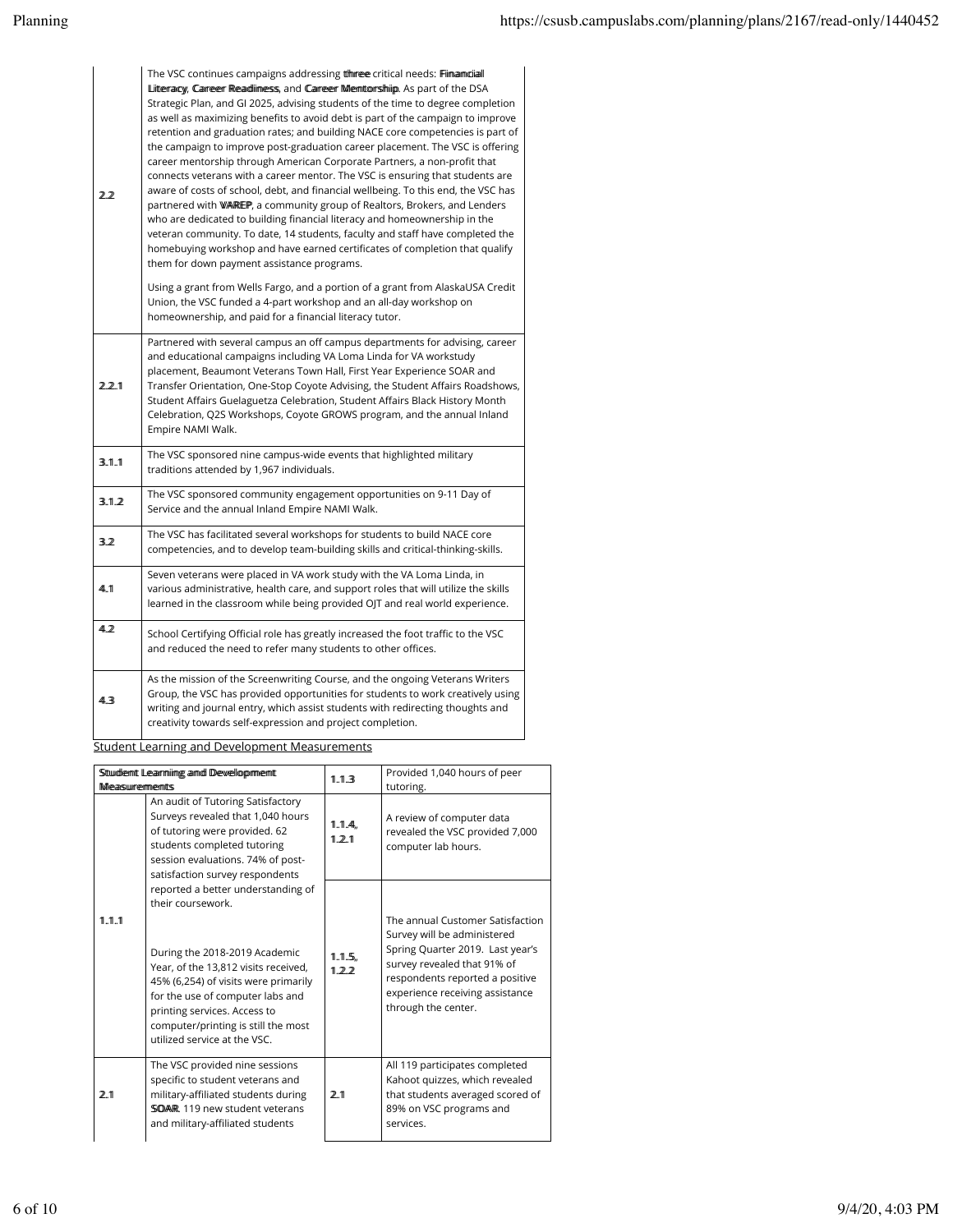| | |
|---|---|
| **2.2** | The VSC continues campaigns addressing **three** critical needs: **Financial Literacy**, **Career Readiness**, and **Career Mentorship**. As part of the DSA Strategic Plan, and GI 2025, advising students of the time to degree completion as well as maximizing benefits to avoid debt is part of the campaign to improve retention and graduation rates; and building NACE core competencies is part of the campaign to improve post-graduation career placement. The VSC is offering career mentorship through American Corporate Partners, a non-profit that connects veterans with a career mentor. The VSC is ensuring that students are aware of costs of school, debt, and financial wellbeing. To this end, the VSC has partnered with **VAREP**, a community group of Realtors, Brokers, and Lenders who are dedicated to building financial literacy and homeownership in the veteran community. To date, 14 students, faculty and staff have completed the homebuying workshop and have earned certificates of completion that qualify them for down payment assistance programs.<br><br>Using a grant from Wells Fargo, and a portion of a grant from AlaskaUSA Credit Union, the VSC funded a 4-part workshop and an all-day workshop on homeownership, and paid for a financial literacy tutor. |
| **2.2.1** | Partnered with several campus an off campus departments for advising, career and educational campaigns including VA Loma Linda for VA workstudy placement, Beaumont Veterans Town Hall, First Year Experience SOAR and Transfer Orientation, One-Stop Coyote Advising, the Student Affairs Roadshows, Student Affairs Guelaguetza Celebration, Student Affairs Black History Month Celebration, Q2S Workshops, Coyote GROWS program, and the annual Inland Empire NAMI Walk. |
| **3.1.1** | The VSC sponsored nine campus-wide events that highlighted military traditions attended by 1,967 individuals. |
| **3.1.2** | The VSC sponsored community engagement opportunities on 9-11 Day of Service and the annual Inland Empire NAMI Walk. |
| **3.2** | The VSC has facilitated several workshops for students to build NACE core competencies, and to develop team-building skills and critical-thinking-skills. |
| **4.1** | Seven veterans were placed in VA work study with the VA Loma Linda, in various administrative, health care, and support roles that will utilize the skills learned in the classroom while being provided OJT and real world experience. |
| **4.2** | School Certifying Official role has greatly increased the foot traffic to the VSC and reduced the need to refer many students to other offices. |
| **4.3** | As the mission of the Screenwriting Course, and the ongoing Veterans Writers Group, the VSC has provided opportunities for students to work creatively using writing and journal entry, which assist students with redirecting thoughts and creativity towards self-expression and project completion. |

Student Learning and Development Measurements

| **Student Learning and Development Measurements** | | | |
|---|---|---|---|
| | | **1.1.3** | Provided 1,040 hours of peer tutoring. |
| **1.1.1** | An audit of Tutoring Satisfactory Surveys revealed that 1,040 hours of tutoring were provided. 62 students completed tutoring session evaluations. 74% of post-satisfaction survey respondents reported a better understanding of their coursework.<br><br>During the 2018-2019 Academic Year, of the 13,812 visits received, 45% (6,254) of visits were primarily for the use of computer labs and printing services. Access to computer/printing is still the most utilized service at the VSC. | **1.1.4, 1.2.1** | A review of computer data revealed the VSC provided 7,000 computer lab hours. |
| | | **1.1.5, 1.2.2** | The annual Customer Satisfaction Survey will be administered Spring Quarter 2019. Last year's survey revealed that 91% of respondents reported a positive experience receiving assistance through the center. |
| **2.1** | The VSC provided nine sessions specific to student veterans and military-affiliated students during **SOAR**. 119 new student veterans and military-affiliated students | **2.1** | All 119 participants completed Kahoot quizzes, which revealed that students averaged scored of 89% on VSC programs and services. |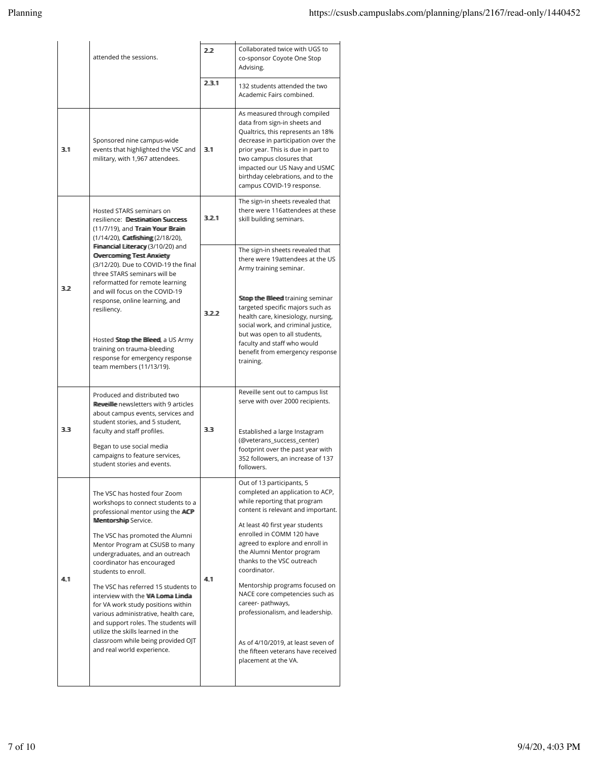| | | | |
|---|---|---|---|
| | attended the sessions. | 2.2 | Collaborated twice with UGS to co-sponsor Coyote One Stop Advising. |
| | | 2.3.1 | 132 students attended the two Academic Fairs combined. |
| 3.1 | Sponsored nine campus-wide events that highlighted the VSC and military, with 1,967 attendees. | 3.1 | As measured through compiled data from sign-in sheets and Qualtrics, this represents an 18% decrease in participation over the prior year. This is due in part to two campus closures that impacted our US Navy and USMC birthday celebrations, and to the campus COVID-19 response. |
| 3.2 | Hosted STARS seminars on resilience: **Destination Success** (11/7/19), and **Train Your Brain** (1/14/20), **Catfishing** (2/18/20), **Financial Literacy** (3/10/20) and **Overcoming Test Anxiety** (3/12/20). Due to COVID-19 the final three STARS seminars will be reformatted for remote learning and will focus on the COVID-19 response, online learning, and resiliency.<br><br>Hosted **Stop the Bleed**, a US Army training on trauma-bleeding response for emergency response team members (11/13/19). | 3.2.1 | The sign-in sheets revealed that there were 116attendees at these skill building seminars. |
| | | 3.2.2 | The sign-in sheets revealed that there were 19attendees at the US Army training seminar.<br><br>**Stop the Bleed** training seminar targeted specific majors such as health care, kinesiology, nursing, social work, and criminal justice, but was open to all students, faculty and staff who would benefit from emergency response training. |
| 3.3 | Produced and distributed two **Reveille** newsletters with 9 articles about campus events, services and student stories, and 5 student, faculty and staff profiles.<br><br>Began to use social media campaigns to feature services, student stories and events. | 3.3 | Reveille sent out to campus list serve with over 2000 recipients.<br><br>Established a large Instagram (@veterans_success_center) footprint over the past year with 352 followers, an increase of 137 followers. |
| 4.1 | The VSC has hosted four Zoom workshops to connect students to a professional mentor using the **ACP Mentorship** Service.<br><br>The VSC has promoted the Alumni Mentor Program at CSUSB to many undergraduates, and an outreach coordinator has encouraged students to enroll.<br><br>The VSC has referred 15 students to interview with the **VA Loma Linda** for VA work study positions within various administrative, health care, and support roles. The students will utilize the skills learned in the classroom while being provided OJT and real world experience. | 4.1 | Out of 13 participants, 5 completed an application to ACP, while reporting that program content is relevant and important.<br><br>At least 40 first year students enrolled in COMM 120 have agreed to explore and enroll in the Alumni Mentor program thanks to the VSC outreach coordinator.<br><br>Mentorship programs focused on NACE core competencies such as career- pathways, professionalism, and leadership.<br><br>As of 4/10/2019, at least seven of the fifteen veterans have received placement at the VA. |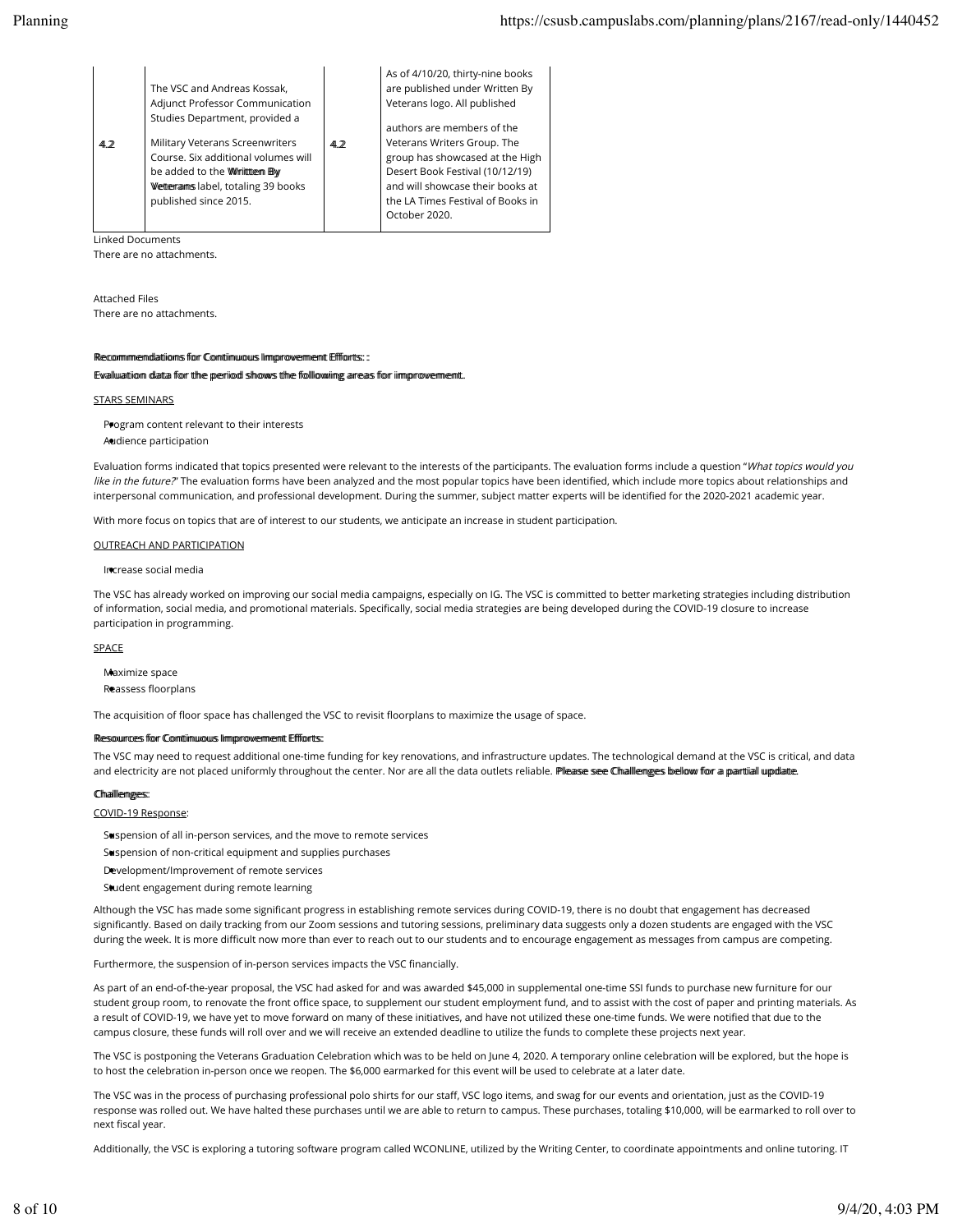| | | | |
|---|---|---|---|
| 4.2 | The VSC and Andreas Kossak, Adjunct Professor Communication Studies Department, provided a Military Veterans Screenwriters Course. Six additional volumes will be added to the **Written By Veterans** label, totaling 39 books published since 2015. | 4.2 | As of 4/10/20, thirty-nine books are published under Written By Veterans logo. All published authors are members of the Veterans Writers Group. The group has showcased at the High Desert Book Festival (10/12/19) and will showcase their books at the LA Times Festival of Books in October 2020. |

Linked Documents

There are no attachments.

Attached Files

There are no attachments.

**Recommendations for Continuous Improvement Efforts: :**

**Evaluation data for the period shows the following areas for improvement.**

STARS SEMINARS

- Program content relevant to their interests
- Audience participation

Evaluation forms indicated that topics presented were relevant to the interests of the participants. The evaluation forms include a question "*What topics would you like in the future?*" The evaluation forms have been analyzed and the most popular topics have been identified, which include more topics about relationships and interpersonal communication, and professional development. During the summer, subject matter experts will be identified for the 2020-2021 academic year.

With more focus on topics that are of interest to our students, we anticipate an increase in student participation.

OUTREACH AND PARTICIPATION

- Increase social media

The VSC has already worked on improving our social media campaigns, especially on IG. The VSC is committed to better marketing strategies including distribution of information, social media, and promotional materials. Specifically, social media strategies are being developed during the COVID-19 closure to increase participation in programming.

SPACE

- Maximize space
- Reassess floorplans

The acquisition of floor space has challenged the VSC to revisit floorplans to maximize the usage of space.

**Resources for Continuous Improvement Efforts:**

The VSC may need to request additional one-time funding for key renovations, and infrastructure updates. The technological demand at the VSC is critical, and data and electricity are not placed uniformly throughout the center. Nor are all the data outlets reliable. **Please see Challenges below for a partial update.**

**Challenges:**

COVID-19 Response:

- Suspension of all in-person services, and the move to remote services
- Suspension of non-critical equipment and supplies purchases
- Development/Improvement of remote services
- Student engagement during remote learning

Although the VSC has made some significant progress in establishing remote services during COVID-19, there is no doubt that engagement has decreased significantly. Based on daily tracking from our Zoom sessions and tutoring sessions, preliminary data suggests only a dozen students are engaged with the VSC during the week. It is more difficult now more than ever to reach out to our students and to encourage engagement as messages from campus are competing.

Furthermore, the suspension of in-person services impacts the VSC financially.

As part of an end-of-the-year proposal, the VSC had asked for and was awarded $45,000 in supplemental one-time SSI funds to purchase new furniture for our student group room, to renovate the front office space, to supplement our student employment fund, and to assist with the cost of paper and printing materials. As a result of COVID-19, we have yet to move forward on many of these initiatives, and have not utilized these one-time funds. We were notified that due to the campus closure, these funds will roll over and we will receive an extended deadline to utilize the funds to complete these projects next year.

The VSC is postponing the Veterans Graduation Celebration which was to be held on June 4, 2020. A temporary online celebration will be explored, but the hope is to host the celebration in-person once we reopen. The $6,000 earmarked for this event will be used to celebrate at a later date.

The VSC was in the process of purchasing professional polo shirts for our staff, VSC logo items, and swag for our events and orientation, just as the COVID-19 response was rolled out. We have halted these purchases until we are able to return to campus. These purchases, totaling $10,000, will be earmarked to roll over to next fiscal year.

Additionally, the VSC is exploring a tutoring software program called WCONLINE, utilized by the Writing Center, to coordinate appointments and online tutoring. IT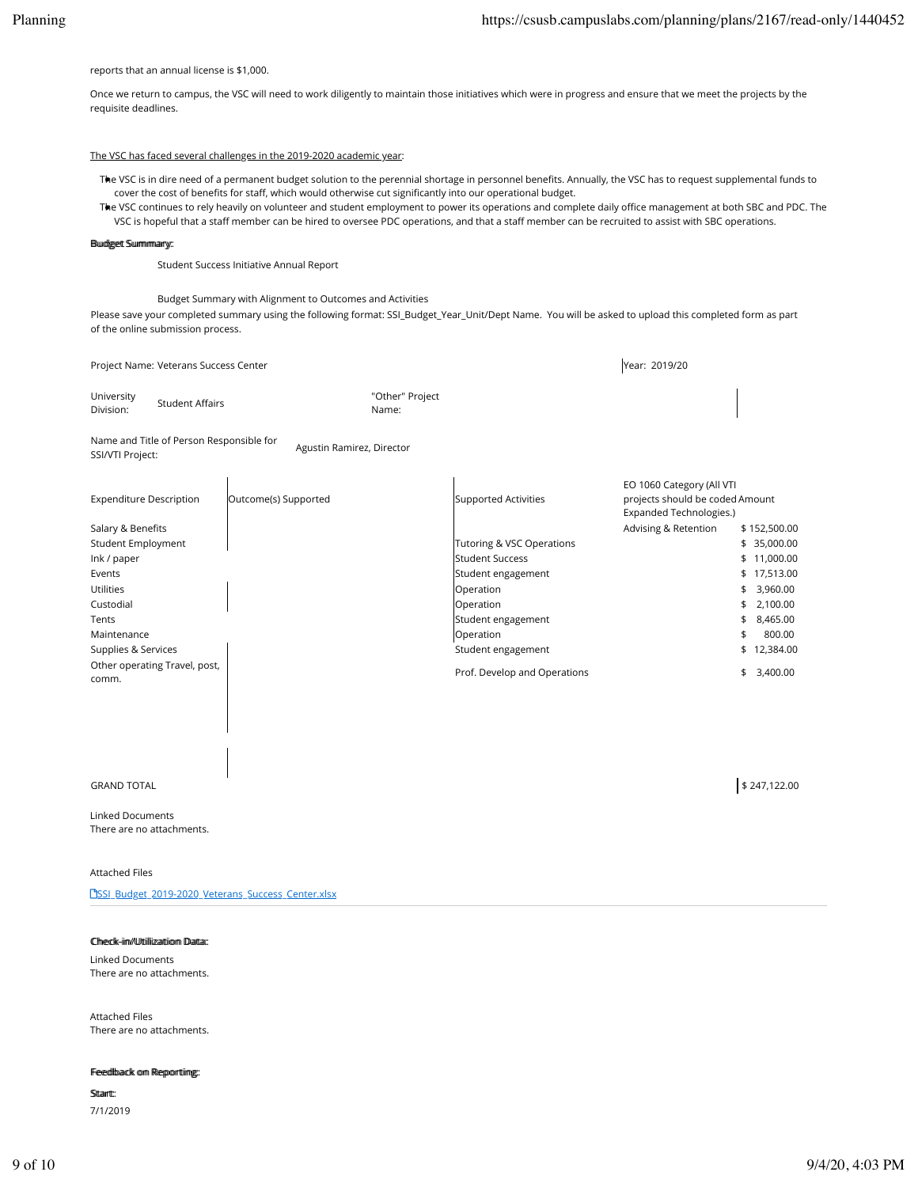reports that an annual license is $1,000.

Once we return to campus, the VSC will need to work diligently to maintain those initiatives which were in progress and ensure that we meet the projects by the requisite deadlines.

The VSC has faced several challenges in the 2019-2020 academic year:

- The VSC is in dire need of a permanent budget solution to the perennial shortage in personnel benefits. Annually, the VSC has to request supplemental funds to cover the cost of benefits for staff, which would otherwise cut significantly into our operational budget.
- The VSC continues to rely heavily on volunteer and student employment to power its operations and complete daily office management at both SBC and PDC. The VSC is hopeful that a staff member can be hired to oversee PDC operations, and that a staff member can be recruited to assist with SBC operations.

**Budget Summary:**

Student Success Initiative Annual Report

Budget Summary with Alignment to Outcomes and Activities

Please save your completed summary using the following format: SSI_Budget_Year_Unit/Dept Name. You will be asked to upload this completed form as part of the online submission process.

Project Name: Veterans Success Center

Year: 2019/20

University Division: Student Affairs

"Other" Project Name:

Name and Title of Person Responsible for SSI/VTI Project: Agustin Ramirez, Director

| Expenditure Description | Outcome(s) Supported | Supported Activities | EO 1060 Category (All VTI projects should be coded Expanded Technologies.) | Amount |
|---|---|---|---|---|
| Salary & Benefits | | | Advising & Retention | $ 152,500.00 |
| Student Employment | | Tutoring & VSC Operations | | $ 35,000.00 |
| Ink / paper | | Student Success | | $ 11,000.00 |
| Events | | Student engagement | | $ 17,513.00 |
| Utilities | | Operation | | $ 3,960.00 |
| Custodial | | Operation | | $ 2,100.00 |
| Tents | | Student engagement | | $ 8,465.00 |
| Maintenance | | Operation | | $ 800.00 |
| Supplies & Services | | Student engagement | | $ 12,384.00 |
| Other operating Travel, post, comm. | | Prof. Develop and Operations | | $ 3,400.00 |
| GRAND TOTAL | | | | $ 247,122.00 |

Linked Documents
There are no attachments.

Attached Files

SSI_Budget_2019-2020_Veterans_Success_Center.xlsx

**Check-in/Utilization Data:**

Linked Documents
There are no attachments.

Attached Files
There are no attachments.

**Feedback on Reporting:**

**Start:**

7/1/2019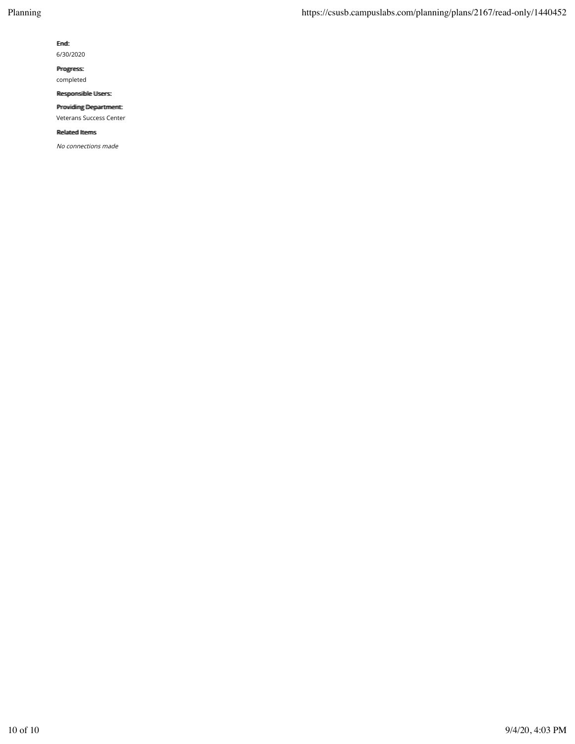**End:**
6/30/2020

**Progress:**
completed

**Responsible Users:**

**Providing Department:**
Veterans Success Center

**Related Items**

*No connections made*